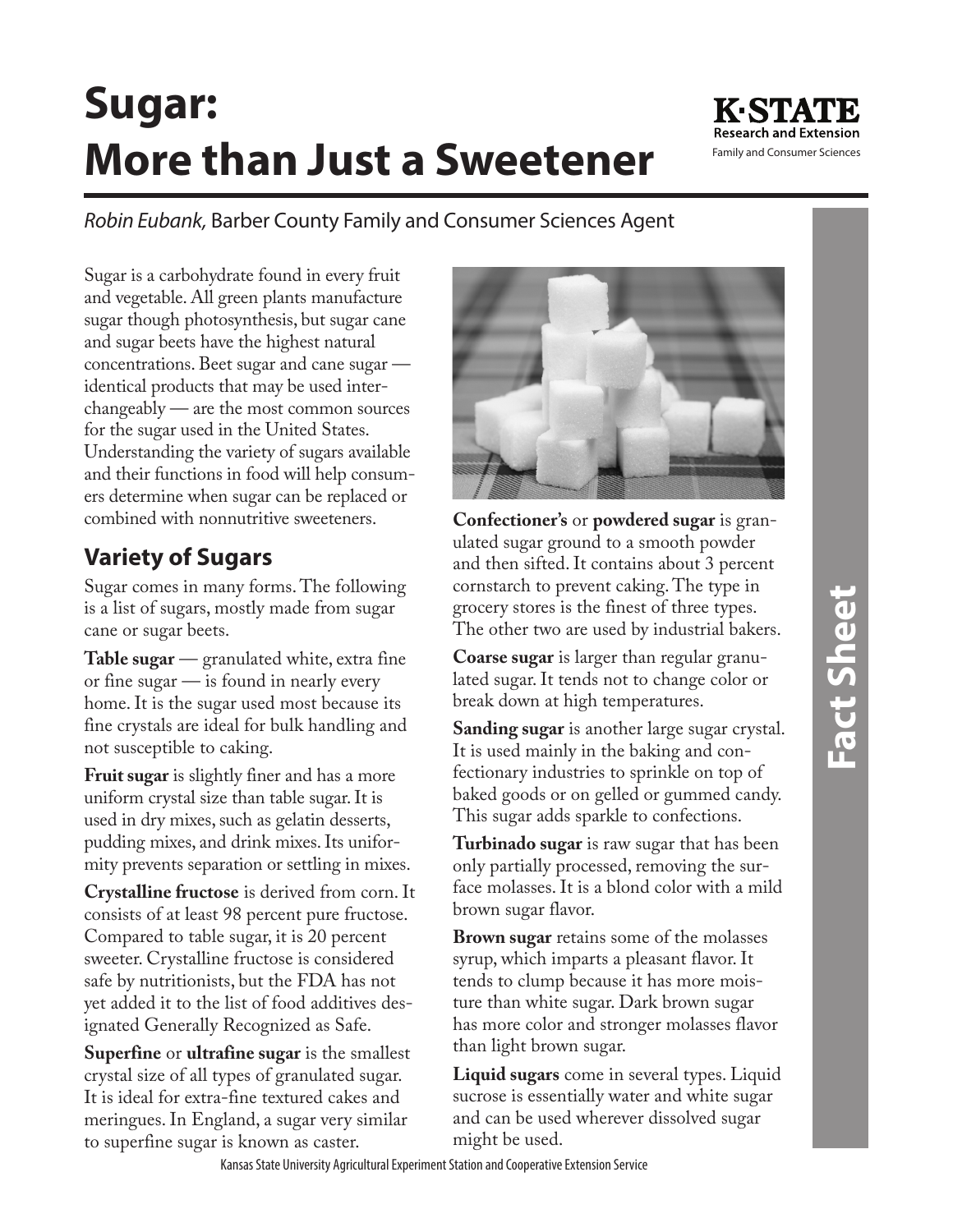# Sugar: More than Just a Sweetener

K·STATE Research and Extension
Family and Consumer Sciences

*Robin Eubank,* Barber County Family and Consumer Sciences Agent

Sugar is a carbohydrate found in every fruit and vegetable. All green plants manufacture sugar though photosynthesis, but sugar cane and sugar beets have the highest natural concentrations. Beet sugar and cane sugar — identical products that may be used interchangeably — are the most common sources for the sugar used in the United States. Understanding the variety of sugars available and their functions in food will help consumers determine when sugar can be replaced or combined with nonnutritive sweeteners.

## Variety of Sugars

Sugar comes in many forms. The following is a list of sugars, mostly made from sugar cane or sugar beets.

**Table sugar** — granulated white, extra fine or fine sugar — is found in nearly every home. It is the sugar used most because its fine crystals are ideal for bulk handling and not susceptible to caking.

**Fruit sugar** is slightly finer and has a more uniform crystal size than table sugar. It is used in dry mixes, such as gelatin desserts, pudding mixes, and drink mixes. Its uniformity prevents separation or settling in mixes.

**Crystalline fructose** is derived from corn. It consists of at least 98 percent pure fructose. Compared to table sugar, it is 20 percent sweeter. Crystalline fructose is considered safe by nutritionists, but the FDA has not yet added it to the list of food additives designated Generally Recognized as Safe.

**Superfine** or **ultrafine sugar** is the smallest crystal size of all types of granulated sugar. It is ideal for extra-fine textured cakes and meringues. In England, a sugar very similar to superfine sugar is known as caster.

**Confectioner's** or **powdered sugar** is granulated sugar ground to a smooth powder and then sifted. It contains about 3 percent cornstarch to prevent caking. The type in grocery stores is the finest of three types. The other two are used by industrial bakers.

**Coarse sugar** is larger than regular granulated sugar. It tends not to change color or break down at high temperatures.

**Sanding sugar** is another large sugar crystal. It is used mainly in the baking and confectionary industries to sprinkle on top of baked goods or on gelled or gummed candy. This sugar adds sparkle to confections.

**Turbinado sugar** is raw sugar that has been only partially processed, removing the surface molasses. It is a blond color with a mild brown sugar flavor.

**Brown sugar** retains some of the molasses syrup, which imparts a pleasant flavor. It tends to clump because it has more moisture than white sugar. Dark brown sugar has more color and stronger molasses flavor than light brown sugar.

**Liquid sugars** come in several types. Liquid sucrose is essentially water and white sugar and can be used wherever dissolved sugar might be used.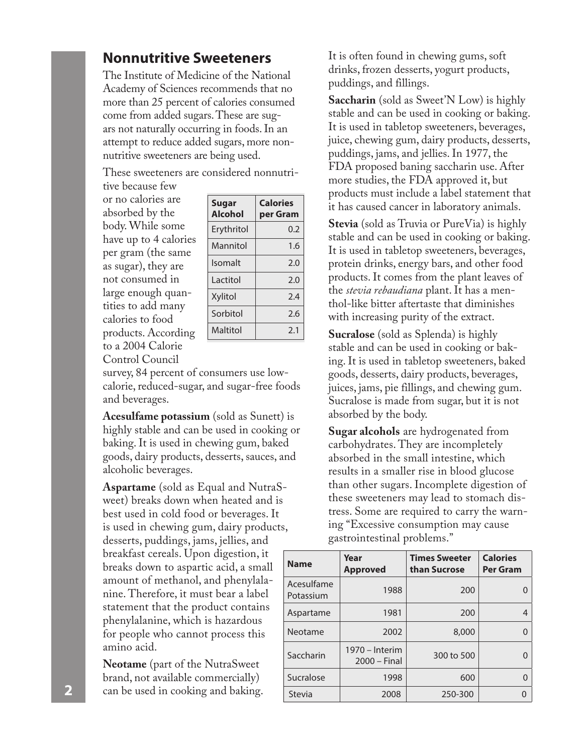## Nonnutritive Sweeteners

The Institute of Medicine of the National Academy of Sciences recommends that no more than 25 percent of calories consumed come from added sugars. These are sugars not naturally occurring in foods. In an attempt to reduce added sugars, more nonnutritive sweeteners are being used.

These sweeteners are considered nonnutritive because few or no calories are absorbed by the body. While some have up to 4 calories per gram (the same as sugar), they are not consumed in large enough quantities to add many calories to food products. According to a 2004 Calorie Control Council survey, 84 percent of consumers use low-calorie, reduced-sugar, and sugar-free foods and beverages.

| Sugar Alcohol | Calories per Gram |
|---|---|
| Erythritol | 0.2 |
| Mannitol | 1.6 |
| Isomalt | 2.0 |
| Lactitol | 2.0 |
| Xylitol | 2.4 |
| Sorbitol | 2.6 |
| Maltitol | 2.1 |

**Acesulfame potassium** (sold as Sunett) is highly stable and can be used in cooking or baking. It is used in chewing gum, baked goods, dairy products, desserts, sauces, and alcoholic beverages.

**Aspartame** (sold as Equal and NutraSweet) breaks down when heated and is best used in cold food or beverages. It is used in chewing gum, dairy products, desserts, puddings, jams, jellies, and breakfast cereals. Upon digestion, it breaks down to aspartic acid, a small amount of methanol, and phenylalanine. Therefore, it must bear a label statement that the product contains phenylalanine, which is hazardous for people who cannot process this amino acid.

**Neotame** (part of the NutraSweet brand, not available commercially) can be used in cooking and baking. It is often found in chewing gums, soft drinks, frozen desserts, yogurt products, puddings, and fillings.

**Saccharin** (sold as Sweet'N Low) is highly stable and can be used in cooking or baking. It is used in tabletop sweeteners, beverages, juice, chewing gum, dairy products, desserts, puddings, jams, and jellies. In 1977, the FDA proposed baning saccharin use. After more studies, the FDA approved it, but products must include a label statement that it has caused cancer in laboratory animals.

**Stevia** (sold as Truvia or PureVia) is highly stable and can be used in cooking or baking. It is used in tabletop sweeteners, beverages, protein drinks, energy bars, and other food products. It comes from the plant leaves of the *stevia rebaudiana* plant. It has a menthol-like bitter aftertaste that diminishes with increasing purity of the extract.

**Sucralose** (sold as Splenda) is highly stable and can be used in cooking or baking. It is used in tabletop sweeteners, baked goods, desserts, dairy products, beverages, juices, jams, pie fillings, and chewing gum. Sucralose is made from sugar, but it is not absorbed by the body.

**Sugar alcohols** are hydrogenated from carbohydrates. They are incompletely absorbed in the small intestine, which results in a smaller rise in blood glucose than other sugars. Incomplete digestion of these sweeteners may lead to stomach distress. Some are required to carry the warning "Excessive consumption may cause gastrointestinal problems."

| Name | Year Approved | Times Sweeter than Sucrose | Calories Per Gram |
|---|---|---|---|
| Acesulfame Potassium | 1988 | 200 | 0 |
| Aspartame | 1981 | 200 | 4 |
| Neotame | 2002 | 8,000 | 0 |
| Saccharin | 1970 – Interim 2000 – Final | 300 to 500 | 0 |
| Sucralose | 1998 | 600 | 0 |
| Stevia | 2008 | 250-300 | 0 |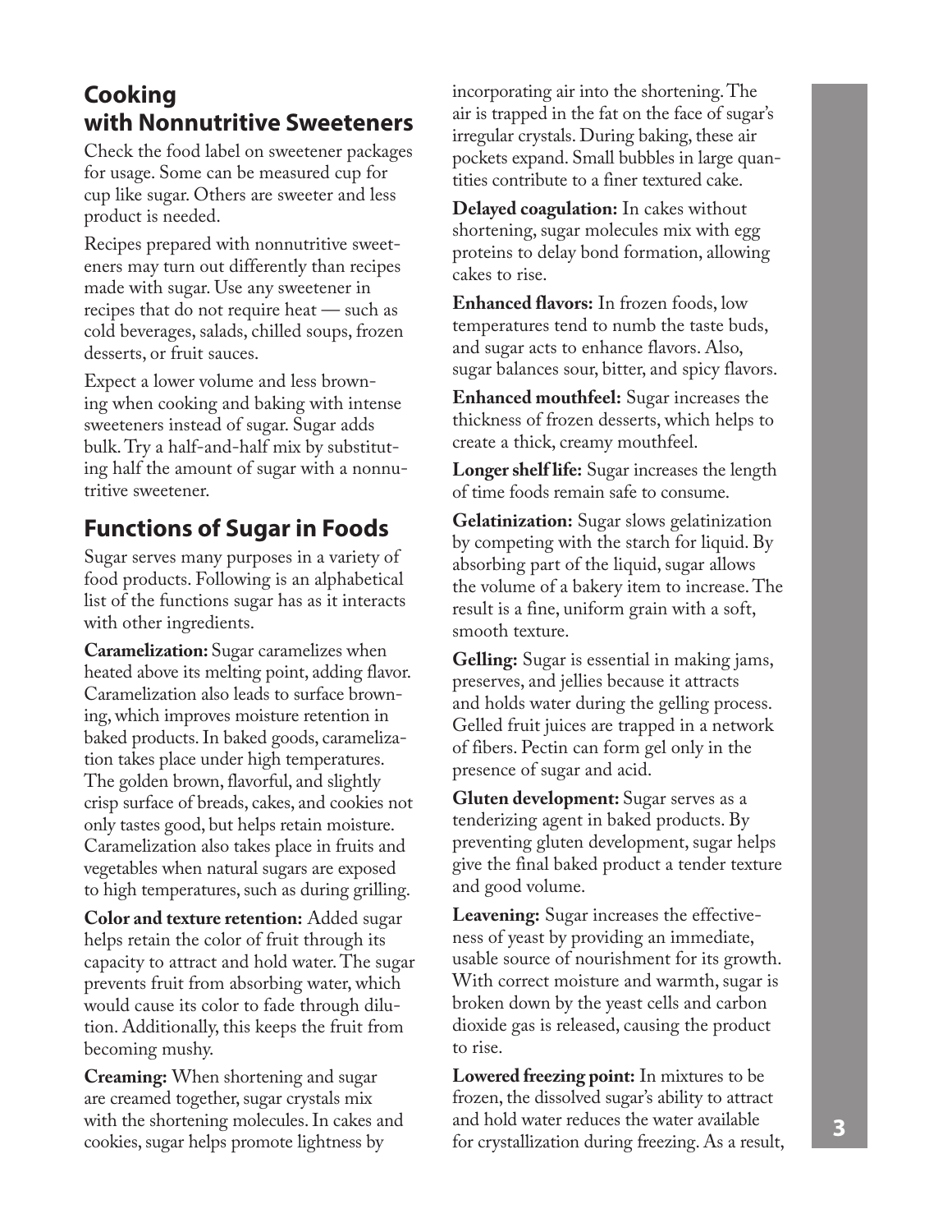## Cooking with Nonnutritive Sweeteners

Check the food label on sweetener packages for usage. Some can be measured cup for cup like sugar. Others are sweeter and less product is needed.

Recipes prepared with nonnutritive sweeteners may turn out differently than recipes made with sugar. Use any sweetener in recipes that do not require heat — such as cold beverages, salads, chilled soups, frozen desserts, or fruit sauces.

Expect a lower volume and less browning when cooking and baking with intense sweeteners instead of sugar. Sugar adds bulk. Try a half-and-half mix by substituting half the amount of sugar with a nonnutritive sweetener.

## Functions of Sugar in Foods

Sugar serves many purposes in a variety of food products. Following is an alphabetical list of the functions sugar has as it interacts with other ingredients.

**Caramelization:** Sugar caramelizes when heated above its melting point, adding flavor. Caramelization also leads to surface browning, which improves moisture retention in baked products. In baked goods, caramelization takes place under high temperatures. The golden brown, flavorful, and slightly crisp surface of breads, cakes, and cookies not only tastes good, but helps retain moisture. Caramelization also takes place in fruits and vegetables when natural sugars are exposed to high temperatures, such as during grilling.

**Color and texture retention:** Added sugar helps retain the color of fruit through its capacity to attract and hold water. The sugar prevents fruit from absorbing water, which would cause its color to fade through dilution. Additionally, this keeps the fruit from becoming mushy.

**Creaming:** When shortening and sugar are creamed together, sugar crystals mix with the shortening molecules. In cakes and cookies, sugar helps promote lightness by incorporating air into the shortening. The air is trapped in the fat on the face of sugar's irregular crystals. During baking, these air pockets expand. Small bubbles in large quantities contribute to a finer textured cake.

**Delayed coagulation:** In cakes without shortening, sugar molecules mix with egg proteins to delay bond formation, allowing cakes to rise.

**Enhanced flavors:** In frozen foods, low temperatures tend to numb the taste buds, and sugar acts to enhance flavors. Also, sugar balances sour, bitter, and spicy flavors.

**Enhanced mouthfeel:** Sugar increases the thickness of frozen desserts, which helps to create a thick, creamy mouthfeel.

**Longer shelf life:** Sugar increases the length of time foods remain safe to consume.

**Gelatinization:** Sugar slows gelatinization by competing with the starch for liquid. By absorbing part of the liquid, sugar allows the volume of a bakery item to increase. The result is a fine, uniform grain with a soft, smooth texture.

**Gelling:** Sugar is essential in making jams, preserves, and jellies because it attracts and holds water during the gelling process. Gelled fruit juices are trapped in a network of fibers. Pectin can form gel only in the presence of sugar and acid.

**Gluten development:** Sugar serves as a tenderizing agent in baked products. By preventing gluten development, sugar helps give the final baked product a tender texture and good volume.

**Leavening:** Sugar increases the effectiveness of yeast by providing an immediate, usable source of nourishment for its growth. With correct moisture and warmth, sugar is broken down by the yeast cells and carbon dioxide gas is released, causing the product to rise.

**Lowered freezing point:** In mixtures to be frozen, the dissolved sugar's ability to attract and hold water reduces the water available for crystallization during freezing. As a result,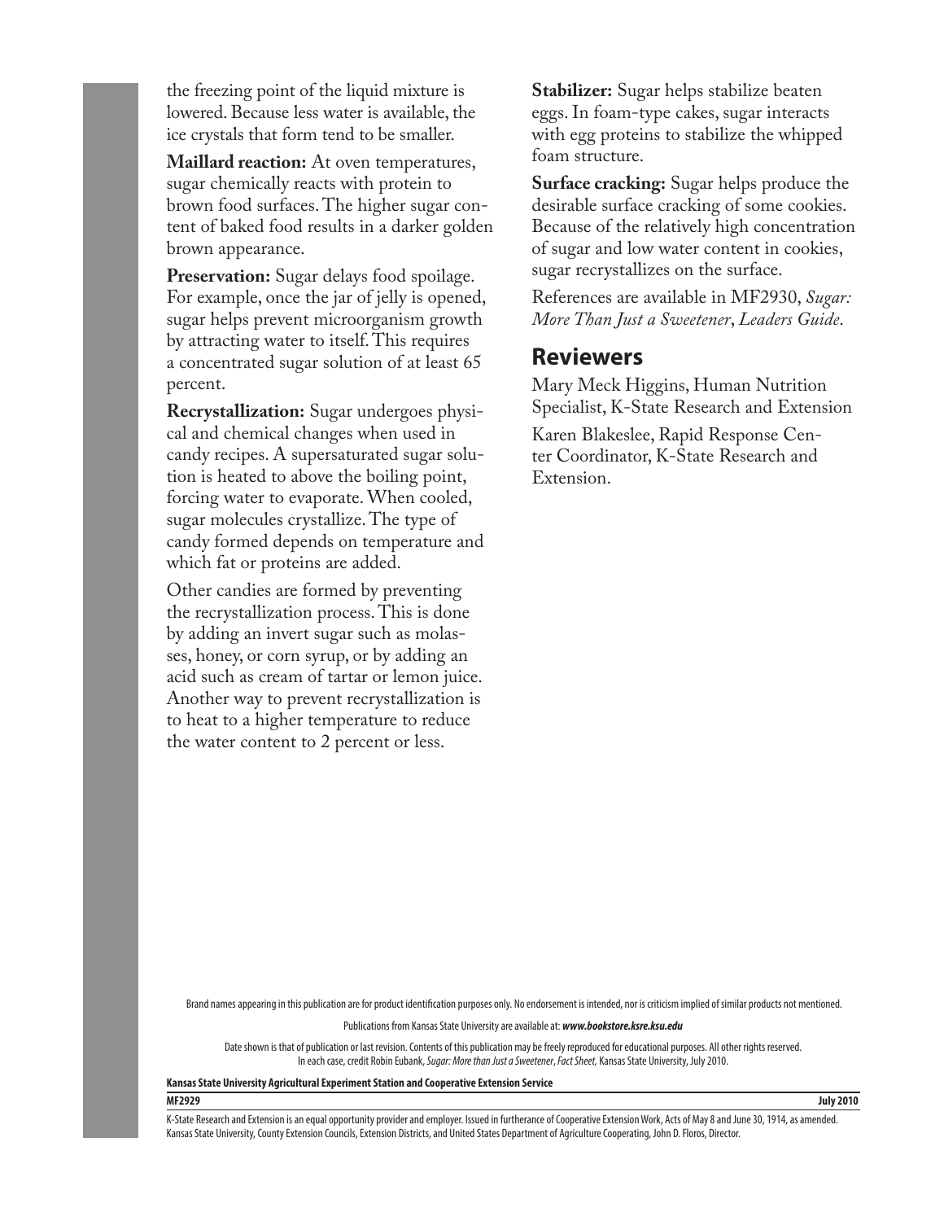the freezing point of the liquid mixture is lowered. Because less water is available, the ice crystals that form tend to be smaller.

**Maillard reaction:** At oven temperatures, sugar chemically reacts with protein to brown food surfaces. The higher sugar content of baked food results in a darker golden brown appearance.

**Preservation:** Sugar delays food spoilage. For example, once the jar of jelly is opened, sugar helps prevent microorganism growth by attracting water to itself. This requires a concentrated sugar solution of at least 65 percent.

**Recrystallization:** Sugar undergoes physical and chemical changes when used in candy recipes. A supersaturated sugar solution is heated to above the boiling point, forcing water to evaporate. When cooled, sugar molecules crystallize. The type of candy formed depends on temperature and which fat or proteins are added.

Other candies are formed by preventing the recrystallization process. This is done by adding an invert sugar such as molasses, honey, or corn syrup, or by adding an acid such as cream of tartar or lemon juice. Another way to prevent recrystallization is to heat to a higher temperature to reduce the water content to 2 percent or less.

**Stabilizer:** Sugar helps stabilize beaten eggs. In foam-type cakes, sugar interacts with egg proteins to stabilize the whipped foam structure.

**Surface cracking:** Sugar helps produce the desirable surface cracking of some cookies. Because of the relatively high concentration of sugar and low water content in cookies, sugar recrystallizes on the surface.

References are available in MF2930, *Sugar: More Than Just a Sweetener*, *Leaders Guide*.

## Reviewers

Mary Meck Higgins, Human Nutrition Specialist, K-State Research and Extension

Karen Blakeslee, Rapid Response Center Coordinator, K-State Research and Extension.

Brand names appearing in this publication are for product identification purposes only. No endorsement is intended, nor is criticism implied of similar products not mentioned.

Publications from Kansas State University are available at: ***www.bookstore.ksre.ksu.edu***

Date shown is that of publication or last revision. Contents of this publication may be freely reproduced for educational purposes. All other rights reserved. In each case, credit Robin Eubank, *Sugar: More than Just a Sweetener*, *Fact Sheet,* Kansas State University, July 2010.

**Kansas State University Agricultural Experiment Station and Cooperative Extension Service**

**MF2929** **July 2010**

K-State Research and Extension is an equal opportunity provider and employer. Issued in furtherance of Cooperative Extension Work, Acts of May 8 and June 30, 1914, as amended. Kansas State University, County Extension Councils, Extension Districts, and United States Department of Agriculture Cooperating, John D. Floros, Director.